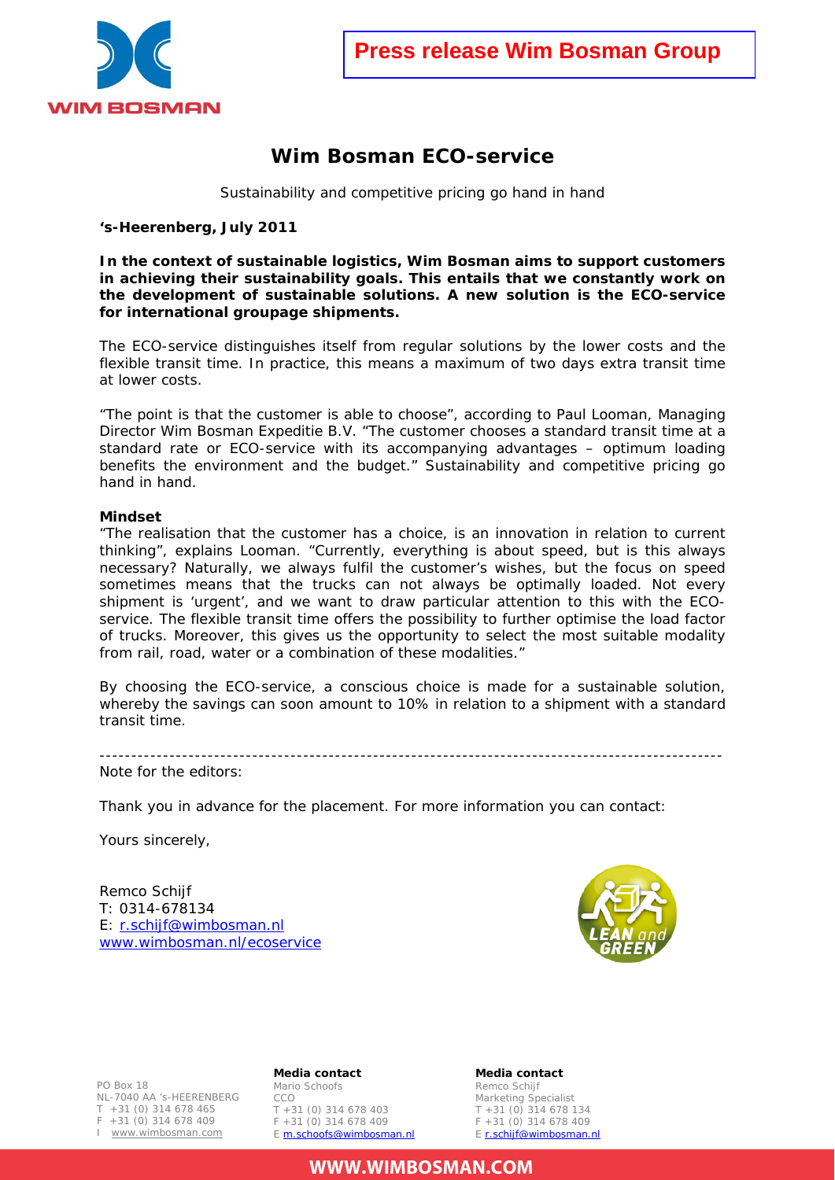**Press release Wim Bosman Group**

# Wim Bosman ECO-service

Sustainability and competitive pricing go hand in hand

**'s-Heerenberg, July 2011**

**In the context of sustainable logistics, Wim Bosman aims to support customers in achieving their sustainability goals. This entails that we constantly work on the development of sustainable solutions. A new solution is the ECO-service for international groupage shipments.**

The ECO-service distinguishes itself from regular solutions by the lower costs and the flexible transit time. In practice, this means a maximum of two days extra transit time at lower costs.

"The point is that the customer is able to choose", according to Paul Looman, Managing Director Wim Bosman Expeditie B.V. "The customer chooses a standard transit time at a standard rate or ECO-service with its accompanying advantages – optimum loading benefits the environment and the budget." Sustainability and competitive pricing go hand in hand.

**Mindset**

"The realisation that the customer has a choice, is an innovation in relation to current thinking", explains Looman. "Currently, everything is about speed, but is this always necessary? Naturally, we always fulfil the customer's wishes, but the focus on speed sometimes means that the trucks can not always be optimally loaded. Not every shipment is 'urgent', and we want to draw particular attention to this with the ECO-service. The flexible transit time offers the possibility to further optimise the load factor of trucks. Moreover, this gives us the opportunity to select the most suitable modality from rail, road, water or a combination of these modalities."

By choosing the ECO-service, a conscious choice is made for a sustainable solution, whereby the savings can soon amount to 10% in relation to a shipment with a standard transit time.

---

Note for the editors:

Thank you in advance for the placement. For more information you can contact:

Yours sincerely,

Remco Schijf
T: 0314-678134
E: r.schijf@wimbosman.nl
www.wimbosman.nl/ecoservice

PO Box 18
NL-7040 AA 's-HEERENBERG
T +31 (0) 314 678 465
F +31 (0) 314 678 409
I www.wimbosman.com

**Media contact**
Mario Schoofs
CCO
T +31 (0) 314 678 403
F +31 (0) 314 678 409
E m.schoofs@wimbosman.nl

**Media contact**
Remco Schijf
Marketing Specialist
T +31 (0) 314 678 134
F +31 (0) 314 678 409
E r.schijf@wimbosman.nl

WWW.WIMBOSMAN.COM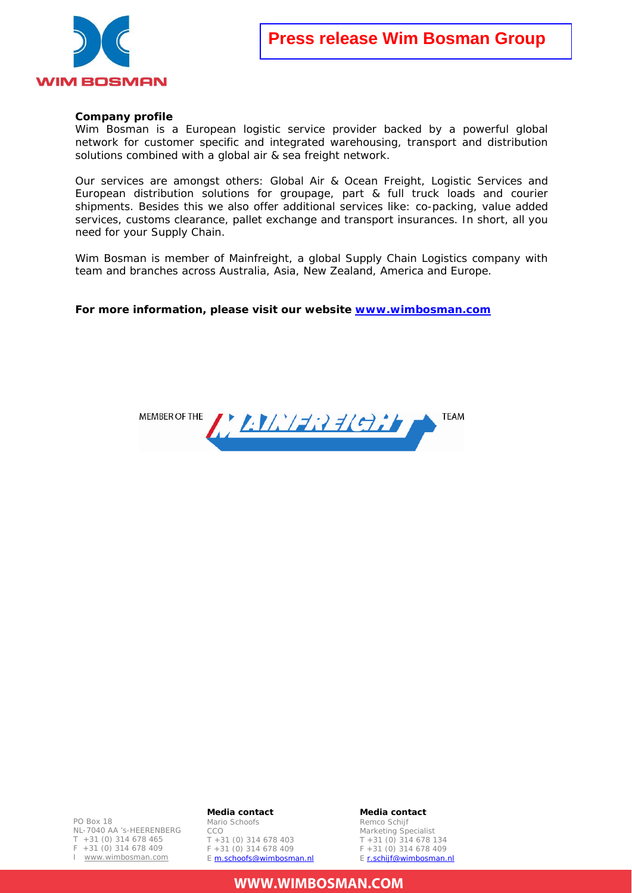**Company profile**

Wim Bosman is a European logistic service provider backed by a powerful global network for customer specific and integrated warehousing, transport and distribution solutions combined with a global air & sea freight network.

Our services are amongst others: Global Air & Ocean Freight, Logistic Services and European distribution solutions for groupage, part & full truck loads and courier shipments. Besides this we also offer additional services like: co-packing, value added services, customs clearance, pallet exchange and transport insurances. In short, all you need for your Supply Chain.

Wim Bosman is member of Mainfreight, a global Supply Chain Logistics company with team and branches across Australia, Asia, New Zealand, America and Europe.

**For more information, please visit our website [www.wimbosman.com](http://www.wimbosman.com)**

MEMBER OF THE MAINFREIGHT TEAM

PO Box 18
NL-7040 AA 's-HEERENBERG
T +31 (0) 314 678 465
F +31 (0) 314 678 409
I www.wimbosman.com

**Media contact**
Mario Schoofs
CCO
T +31 (0) 314 678 403
F +31 (0) 314 678 409
E m.schoofs@wimbosman.nl

**Media contact**
Remco Schijf
Marketing Specialist
T +31 (0) 314 678 134
F +31 (0) 314 678 409
E r.schijf@wimbosman.nl

WWW.WIMBOSMAN.COM